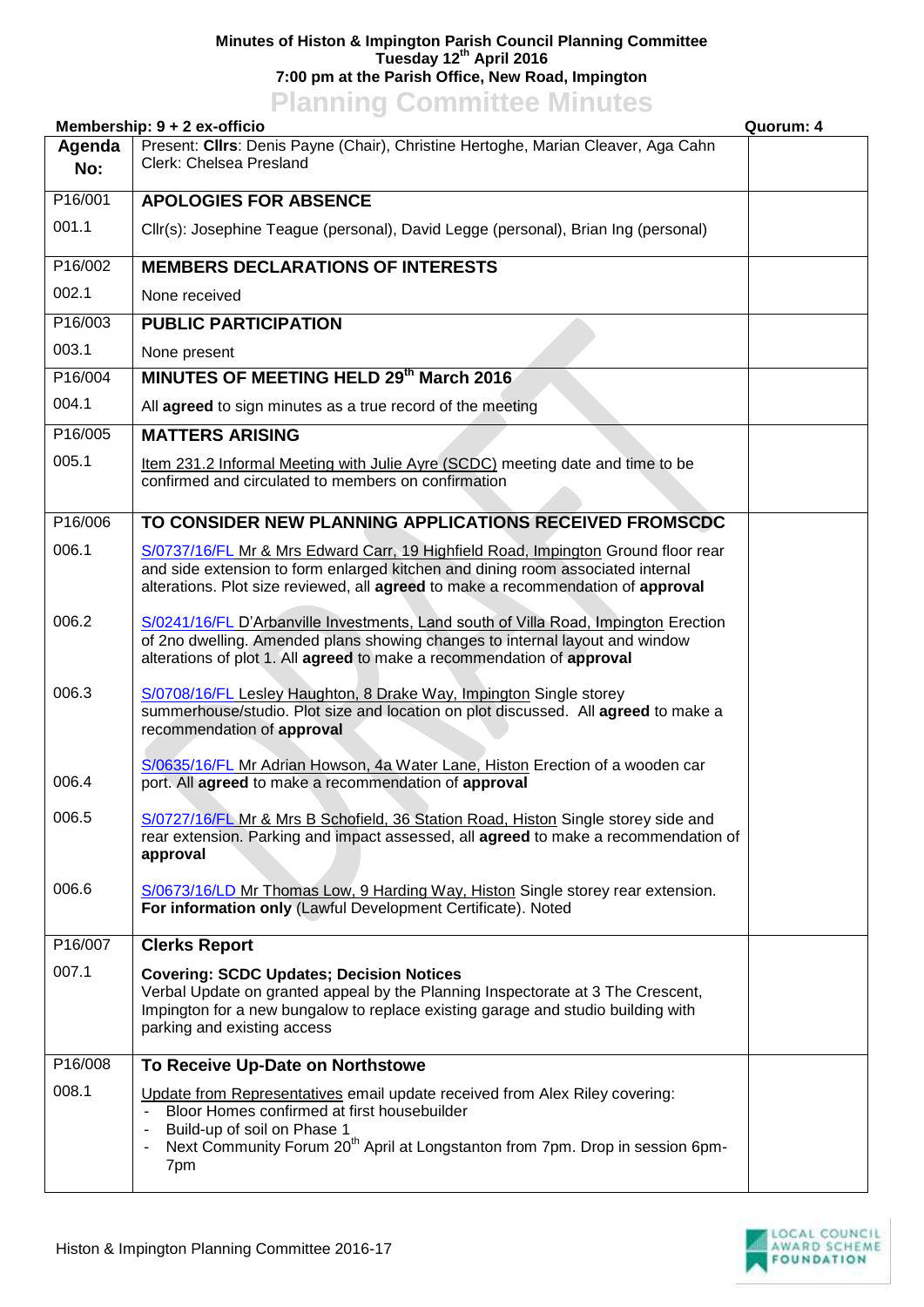**Minutes of Histon & Impington Parish Council Planning Committee**
**Tuesday 12th April 2016**
**7:00 pm at the Parish Office, New Road, Impington**

# Planning Committee Minutes

**Membership: 9 + 2 ex-officio** | **Quorum: 4**

| Agenda No: | Present: **Cllrs**: Denis Payne (Chair), Christine Hertoghe, Marian Cleaver, Aga Cahn<br>Clerk: Chelsea Presland | |
|---|---|---|
| P16/001 | **APOLOGIES FOR ABSENCE** | |
| 001.1 | Cllr(s): Josephine Teague (personal), David Legge (personal), Brian Ing (personal) | |
| P16/002 | **MEMBERS DECLARATIONS OF INTERESTS** | |
| 002.1 | None received | |
| P16/003 | **PUBLIC PARTICIPATION** | |
| 003.1 | None present | |
| P16/004 | **MINUTES OF MEETING HELD 29th March 2016** | |
| 004.1 | All **agreed** to sign minutes as a true record of the meeting | |
| P16/005 | **MATTERS ARISING** | |
| 005.1 | Item 231.2 Informal Meeting with Julie Ayre (SCDC) meeting date and time to be confirmed and circulated to members on confirmation | |
| P16/006 | **TO CONSIDER NEW PLANNING APPLICATIONS RECEIVED FROMSCDC** | |
| 006.1 | S/0737/16/FL Mr & Mrs Edward Carr, 19 Highfield Road, Impington Ground floor rear and side extension to form enlarged kitchen and dining room associated internal alterations. Plot size reviewed, all **agreed** to make a recommendation of **approval** | |
| 006.2 | S/0241/16/FL D'Arbanville Investments, Land south of Villa Road, Impington Erection of 2no dwelling. Amended plans showing changes to internal layout and window alterations of plot 1. All **agreed** to make a recommendation of **approval** | |
| 006.3 | S/0708/16/FL Lesley Haughton, 8 Drake Way, Impington Single storey summerhouse/studio. Plot size and location on plot discussed. All **agreed** to make a recommendation of **approval** | |
| 006.4 | S/0635/16/FL Mr Adrian Howson, 4a Water Lane, Histon Erection of a wooden car port. All **agreed** to make a recommendation of **approval** | |
| 006.5 | S/0727/16/FL Mr & Mrs B Schofield, 36 Station Road, Histon Single storey side and rear extension. Parking and impact assessed, all **agreed** to make a recommendation of **approval** | |
| 006.6 | S/0673/16/LD Mr Thomas Low, 9 Harding Way, Histon Single storey rear extension. **For information only** (Lawful Development Certificate). Noted | |
| P16/007 | **Clerks Report** | |
| 007.1 | **Covering: SCDC Updates; Decision Notices**<br>Verbal Update on granted appeal by the Planning Inspectorate at 3 The Crescent, Impington for a new bungalow to replace existing garage and studio building with parking and existing access | |
| P16/008 | **To Receive Up-Date on Northstowe** | |
| 008.1 | Update from Representatives email update received from Alex Riley covering:<br>- Bloor Homes confirmed at first housebuilder<br>- Build-up of soil on Phase 1<br>- Next Community Forum 20th April at Longstanton from 7pm. Drop in session 6pm-7pm | |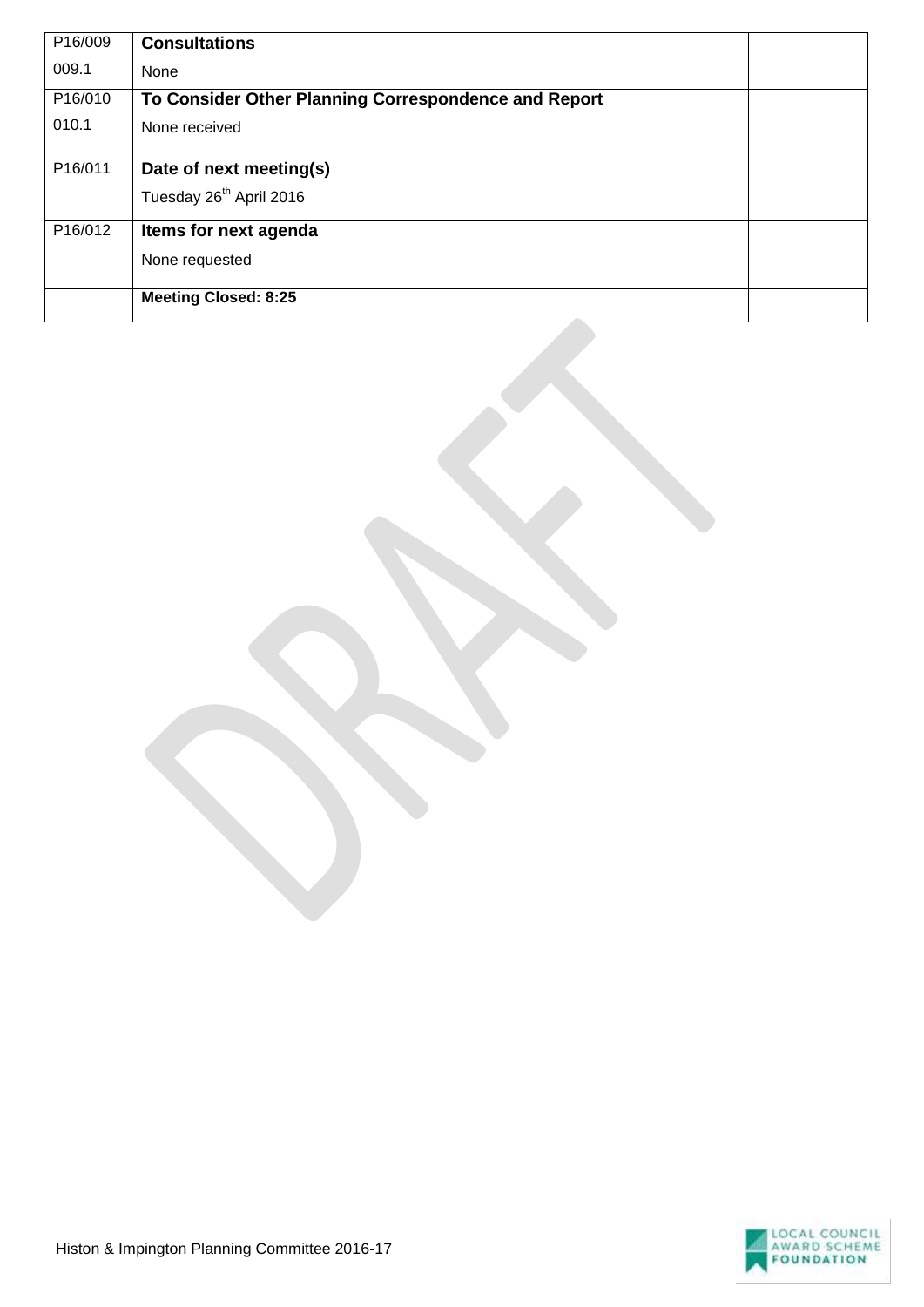| | | |
|---|---|---|
| P16/009<br>009.1 | **Consultations**<br>None | |
| P16/010<br>010.1 | **To Consider Other Planning Correspondence and Report**<br>None received | |
| P16/011 | **Date of next meeting(s)**<br>Tuesday 26th April 2016 | |
| P16/012 | **Items for next agenda**<br>None requested | |
| | **Meeting Closed: 8:25** | |

DRAFT